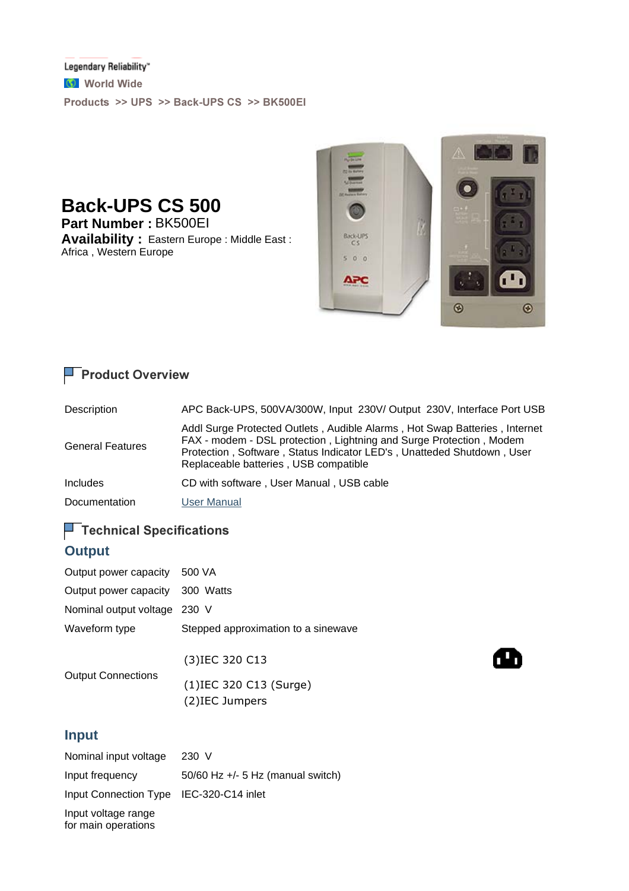Legendary Reliability™

World Wide

Products >> UPS >> Back-UPS CS >> BK500EI

# Back-UPS CS 500

**Part Number :** BK500EI

**Availability :** Eastern Europe : Middle East : Africa , Western Europe

## Product Overview

| | |
|---|---|
| Description | APC Back-UPS, 500VA/300W, Input 230V/ Output 230V, Interface Port USB |
| General Features | Addl Surge Protected Outlets , Audible Alarms , Hot Swap Batteries , Internet FAX - modem - DSL protection , Lightning and Surge Protection , Modem Protection , Software , Status Indicator LED's , Unatteded Shutdown , User Replaceable batteries , USB compatible |
| Includes | CD with software , User Manual , USB cable |
| Documentation | User Manual |

## Technical Specifications

### Output

| | |
|---|---|
| Output power capacity | 500 VA |
| Output power capacity | 300 Watts |
| Nominal output voltage | 230 V |
| Waveform type | Stepped approximation to a sinewave |
| Output Connections | (3)IEC 320 C13<br>(1)IEC 320 C13 (Surge)<br>(2)IEC Jumpers |

### Input

| | |
|---|---|
| Nominal input voltage | 230 V |
| Input frequency | 50/60 Hz +/- 5 Hz (manual switch) |
| Input Connection Type | IEC-320-C14 inlet |
| Input voltage range for main operations | |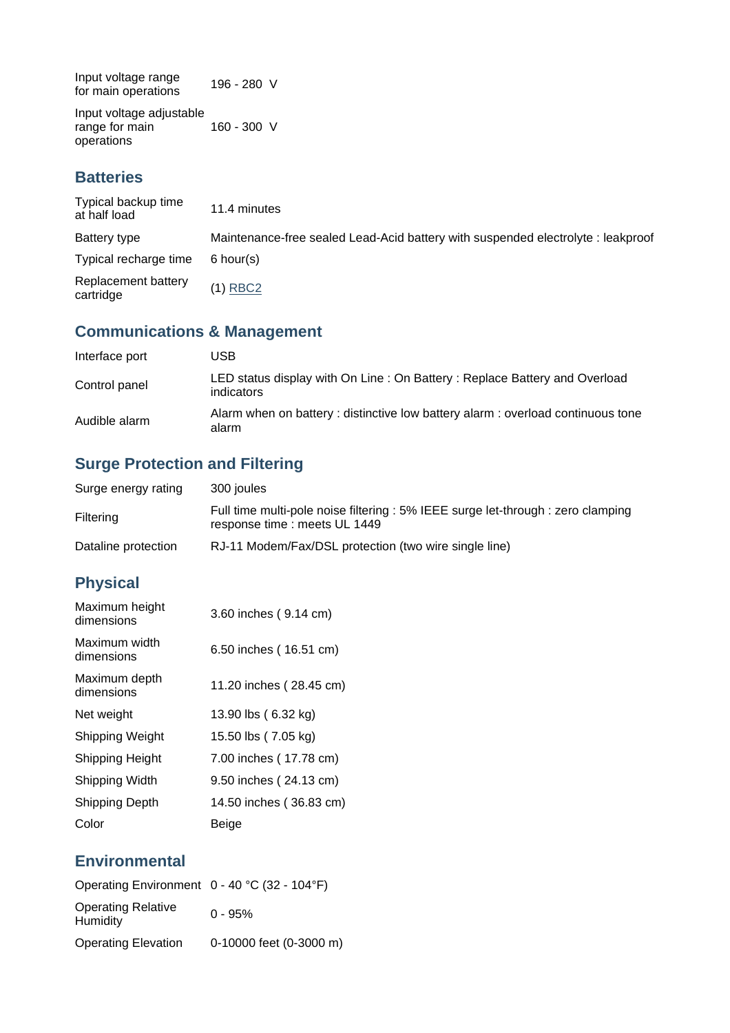| | |
|---|---|
| Input voltage range for main operations | 196 - 280  V |
| Input voltage adjustable range for main operations | 160 - 300  V |

## Batteries

| | |
|---|---|
| Typical backup time at half load | 11.4 minutes |
| Battery type | Maintenance-free sealed Lead-Acid battery with suspended electrolyte : leakproof |
| Typical recharge time | 6 hour(s) |
| Replacement battery cartridge | (1) RBC2 |

## Communications & Management

| | |
|---|---|
| Interface port | USB |
| Control panel | LED status display with On Line : On Battery : Replace Battery and Overload indicators |
| Audible alarm | Alarm when on battery : distinctive low battery alarm : overload continuous tone alarm |

## Surge Protection and Filtering

| | |
|---|---|
| Surge energy rating | 300 joules |
| Filtering | Full time multi-pole noise filtering : 5% IEEE surge let-through : zero clamping response time : meets UL 1449 |
| Dataline protection | RJ-11 Modem/Fax/DSL protection (two wire single line) |

## Physical

| | |
|---|---|
| Maximum height dimensions | 3.60 inches ( 9.14 cm) |
| Maximum width dimensions | 6.50 inches ( 16.51 cm) |
| Maximum depth dimensions | 11.20 inches ( 28.45 cm) |
| Net weight | 13.90 lbs ( 6.32 kg) |
| Shipping Weight | 15.50 lbs ( 7.05 kg) |
| Shipping Height | 7.00 inches ( 17.78 cm) |
| Shipping Width | 9.50 inches ( 24.13 cm) |
| Shipping Depth | 14.50 inches ( 36.83 cm) |
| Color | Beige |

## Environmental

| | |
|---|---|
| Operating Environment | 0 - 40 °C (32 - 104°F) |
| Operating Relative Humidity | 0 - 95% |
| Operating Elevation | 0-10000 feet (0-3000 m) |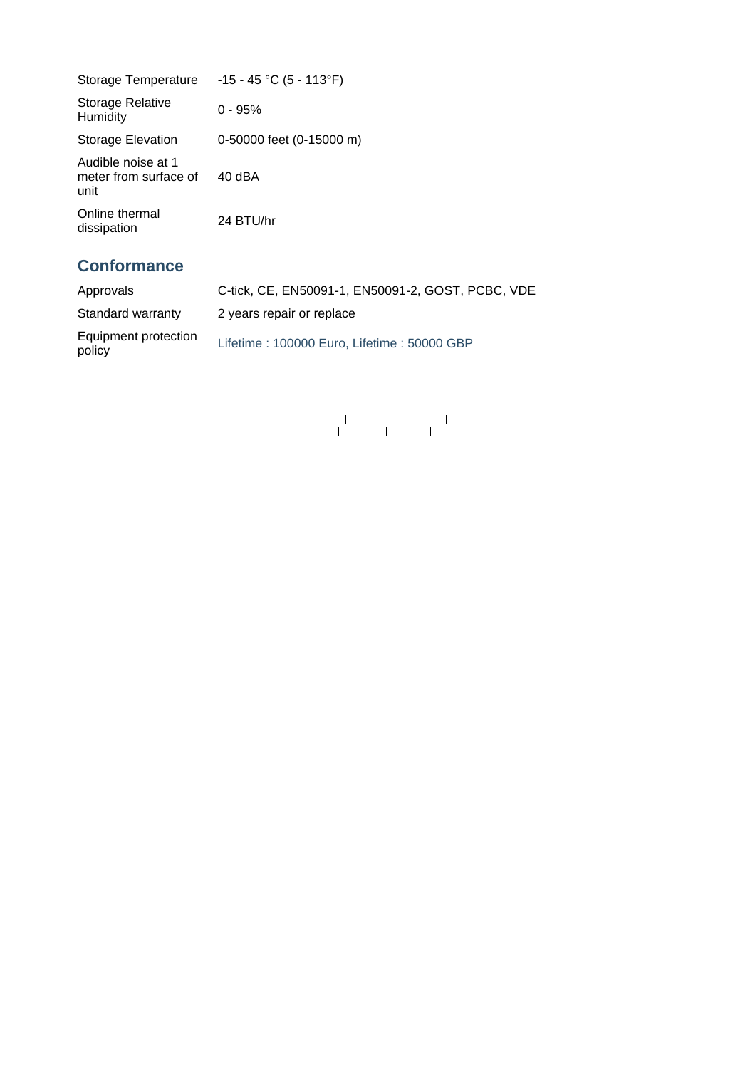| | |
|---|---|
| Storage Temperature | -15 - 45 °C (5 - 113°F) |
| Storage Relative Humidity | 0 - 95% |
| Storage Elevation | 0-50000 feet (0-15000 m) |
| Audible noise at 1 meter from surface of unit | 40 dBA |
| Online thermal dissipation | 24 BTU/hr |

## Conformance

| | |
|---|---|
| Approvals | C-tick, CE, EN50091-1, EN50091-2, GOST, PCBC, VDE |
| Standard warranty | 2 years repair or replace |
| Equipment protection policy | Lifetime : 100000 Euro, Lifetime : 50000 GBP |